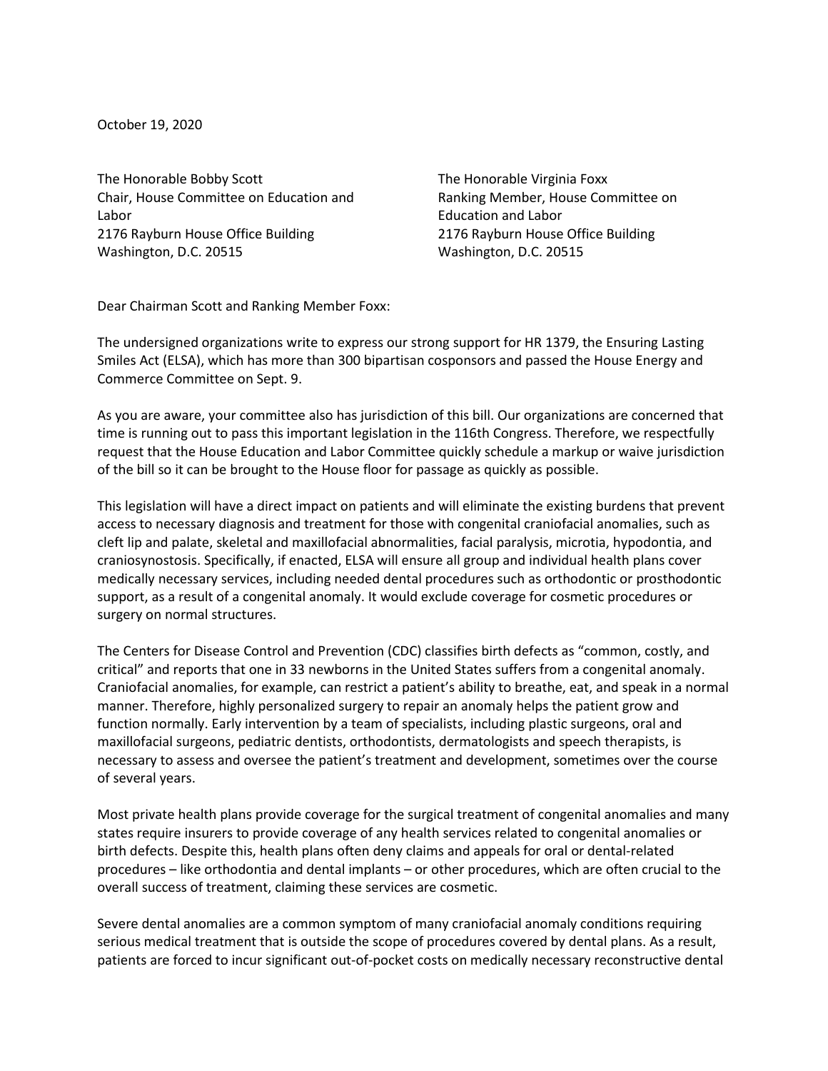October 19, 2020

The Honorable Bobby Scott
Chair, House Committee on Education and Labor
2176 Rayburn House Office Building
Washington, D.C. 20515

The Honorable Virginia Foxx
Ranking Member, House Committee on Education and Labor
2176 Rayburn House Office Building
Washington, D.C. 20515

Dear Chairman Scott and Ranking Member Foxx:

The undersigned organizations write to express our strong support for HR 1379, the Ensuring Lasting Smiles Act (ELSA), which has more than 300 bipartisan cosponsors and passed the House Energy and Commerce Committee on Sept. 9.

As you are aware, your committee also has jurisdiction of this bill. Our organizations are concerned that time is running out to pass this important legislation in the 116th Congress. Therefore, we respectfully request that the House Education and Labor Committee quickly schedule a markup or waive jurisdiction of the bill so it can be brought to the House floor for passage as quickly as possible.

This legislation will have a direct impact on patients and will eliminate the existing burdens that prevent access to necessary diagnosis and treatment for those with congenital craniofacial anomalies, such as cleft lip and palate, skeletal and maxillofacial abnormalities, facial paralysis, microtia, hypodontia, and craniosynostosis. Specifically, if enacted, ELSA will ensure all group and individual health plans cover medically necessary services, including needed dental procedures such as orthodontic or prosthodontic support, as a result of a congenital anomaly. It would exclude coverage for cosmetic procedures or surgery on normal structures.

The Centers for Disease Control and Prevention (CDC) classifies birth defects as "common, costly, and critical" and reports that one in 33 newborns in the United States suffers from a congenital anomaly. Craniofacial anomalies, for example, can restrict a patient's ability to breathe, eat, and speak in a normal manner. Therefore, highly personalized surgery to repair an anomaly helps the patient grow and function normally. Early intervention by a team of specialists, including plastic surgeons, oral and maxillofacial surgeons, pediatric dentists, orthodontists, dermatologists and speech therapists, is necessary to assess and oversee the patient's treatment and development, sometimes over the course of several years.

Most private health plans provide coverage for the surgical treatment of congenital anomalies and many states require insurers to provide coverage of any health services related to congenital anomalies or birth defects. Despite this, health plans often deny claims and appeals for oral or dental-related procedures – like orthodontia and dental implants – or other procedures, which are often crucial to the overall success of treatment, claiming these services are cosmetic.

Severe dental anomalies are a common symptom of many craniofacial anomaly conditions requiring serious medical treatment that is outside the scope of procedures covered by dental plans. As a result, patients are forced to incur significant out-of-pocket costs on medically necessary reconstructive dental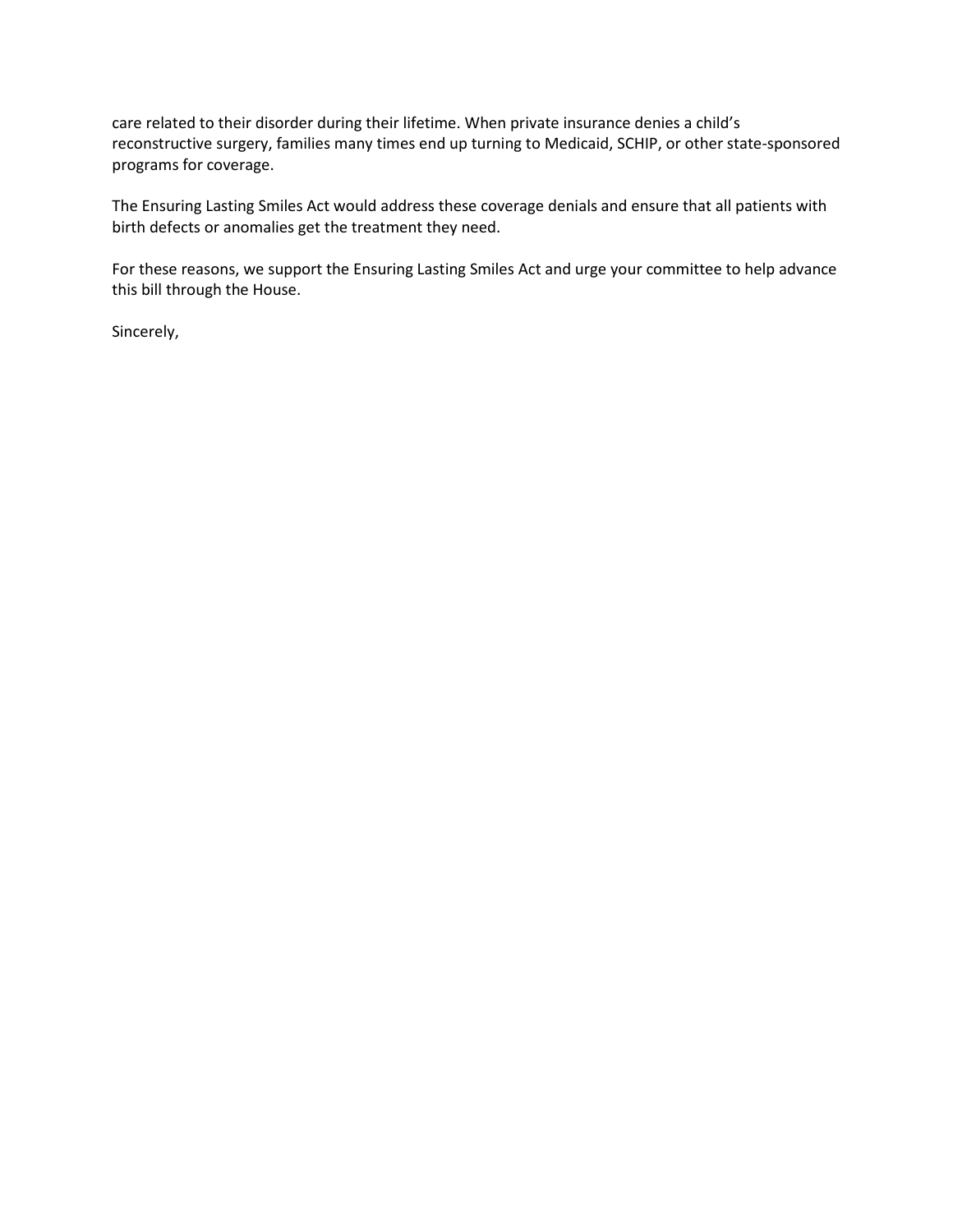care related to their disorder during their lifetime. When private insurance denies a child's reconstructive surgery, families many times end up turning to Medicaid, SCHIP, or other state-sponsored programs for coverage.

The Ensuring Lasting Smiles Act would address these coverage denials and ensure that all patients with birth defects or anomalies get the treatment they need.

For these reasons, we support the Ensuring Lasting Smiles Act and urge your committee to help advance this bill through the House.

Sincerely,